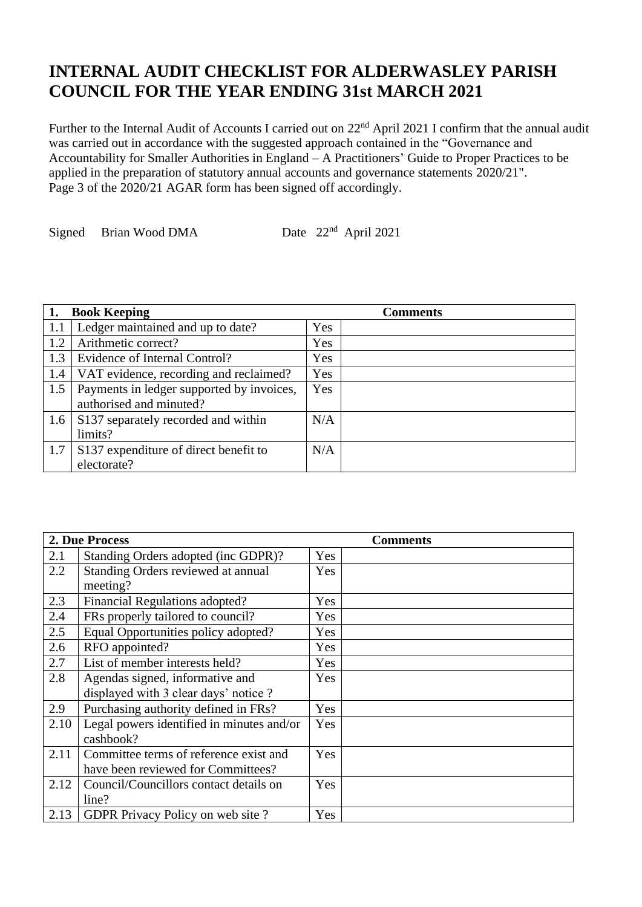# INTERNAL AUDIT CHECKLIST FOR ALDERWASLEY PARISH COUNCIL FOR THE YEAR ENDING 31st MARCH 2021

Further to the Internal Audit of Accounts I carried out on 22nd April 2021 I confirm that the annual audit was carried out in accordance with the suggested approach contained in the "Governance and Accountability for Smaller Authorities in England – A Practitioners' Guide to Proper Practices to be applied in the preparation of statutory annual accounts and governance statements 2020/21". Page 3 of the 2020/21 AGAR form has been signed off accordingly.

Signed Brian Wood DMA Date 22nd April 2021

| 1. | Book Keeping | | Comments |
|---|---|---|---|
| 1.1 | Ledger maintained and up to date? | Yes | |
| 1.2 | Arithmetic correct? | Yes | |
| 1.3 | Evidence of Internal Control? | Yes | |
| 1.4 | VAT evidence, recording and reclaimed? | Yes | |
| 1.5 | Payments in ledger supported by invoices, authorised and minuted? | Yes | |
| 1.6 | S137 separately recorded and within limits? | N/A | |
| 1.7 | S137 expenditure of direct benefit to electorate? | N/A | |

| 2. Due Process | | | Comments |
|---|---|---|---|
| 2.1 | Standing Orders adopted (inc GDPR)? | Yes | |
| 2.2 | Standing Orders reviewed at annual meeting? | Yes | |
| 2.3 | Financial Regulations adopted? | Yes | |
| 2.4 | FRs properly tailored to council? | Yes | |
| 2.5 | Equal Opportunities policy adopted? | Yes | |
| 2.6 | RFO appointed? | Yes | |
| 2.7 | List of member interests held? | Yes | |
| 2.8 | Agendas signed, informative and displayed with 3 clear days' notice ? | Yes | |
| 2.9 | Purchasing authority defined in FRs? | Yes | |
| 2.10 | Legal powers identified in minutes and/or cashbook? | Yes | |
| 2.11 | Committee terms of reference exist and have been reviewed for Committees? | Yes | |
| 2.12 | Council/Councillors contact details on line? | Yes | |
| 2.13 | GDPR Privacy Policy on web site ? | Yes | |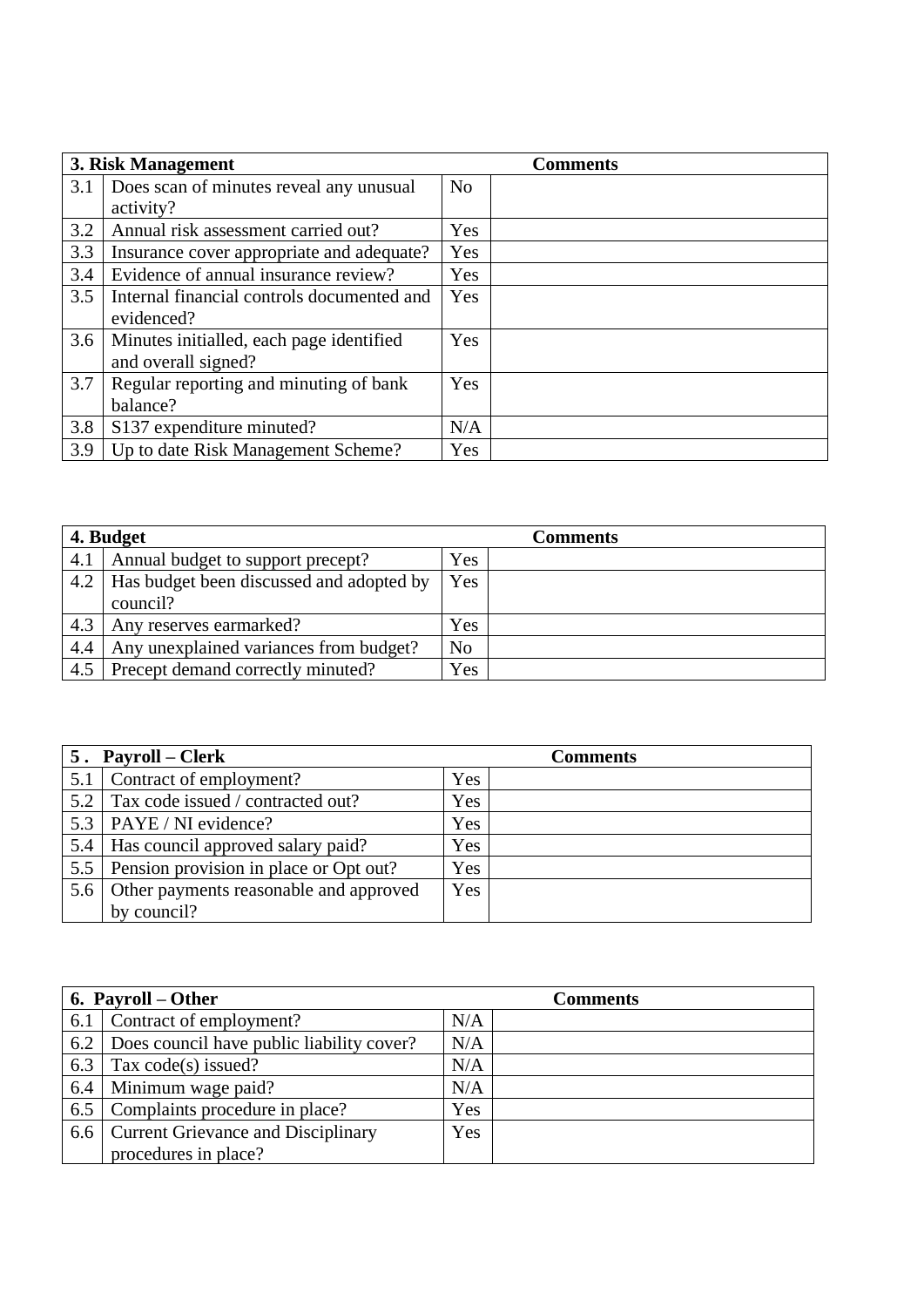| 3. Risk Management | | | Comments |
|---|---|---|---|
| 3.1 | Does scan of minutes reveal any unusual activity? | No | |
| 3.2 | Annual risk assessment carried out? | Yes | |
| 3.3 | Insurance cover appropriate and adequate? | Yes | |
| 3.4 | Evidence of annual insurance review? | Yes | |
| 3.5 | Internal financial controls documented and evidenced? | Yes | |
| 3.6 | Minutes initialled, each page identified and overall signed? | Yes | |
| 3.7 | Regular reporting and minuting of bank balance? | Yes | |
| 3.8 | S137 expenditure minuted? | N/A | |
| 3.9 | Up to date Risk Management Scheme? | Yes | |

| 4. Budget | | | Comments |
|---|---|---|---|
| 4.1 | Annual budget to support precept? | Yes | |
| 4.2 | Has budget been discussed and adopted by council? | Yes | |
| 4.3 | Any reserves earmarked? | Yes | |
| 4.4 | Any unexplained variances from budget? | No | |
| 4.5 | Precept demand correctly minuted? | Yes | |

| 5 . Payroll – Clerk | | | Comments |
|---|---|---|---|
| 5.1 | Contract of employment? | Yes | |
| 5.2 | Tax code issued / contracted out? | Yes | |
| 5.3 | PAYE / NI evidence? | Yes | |
| 5.4 | Has council approved salary paid? | Yes | |
| 5.5 | Pension provision in place or Opt out? | Yes | |
| 5.6 | Other payments reasonable and approved by council? | Yes | |

| 6. Payroll – Other | | | Comments |
|---|---|---|---|
| 6.1 | Contract of employment? | N/A | |
| 6.2 | Does council have public liability cover? | N/A | |
| 6.3 | Tax code(s) issued? | N/A | |
| 6.4 | Minimum wage paid? | N/A | |
| 6.5 | Complaints procedure in place? | Yes | |
| 6.6 | Current Grievance and Disciplinary procedures in place? | Yes | |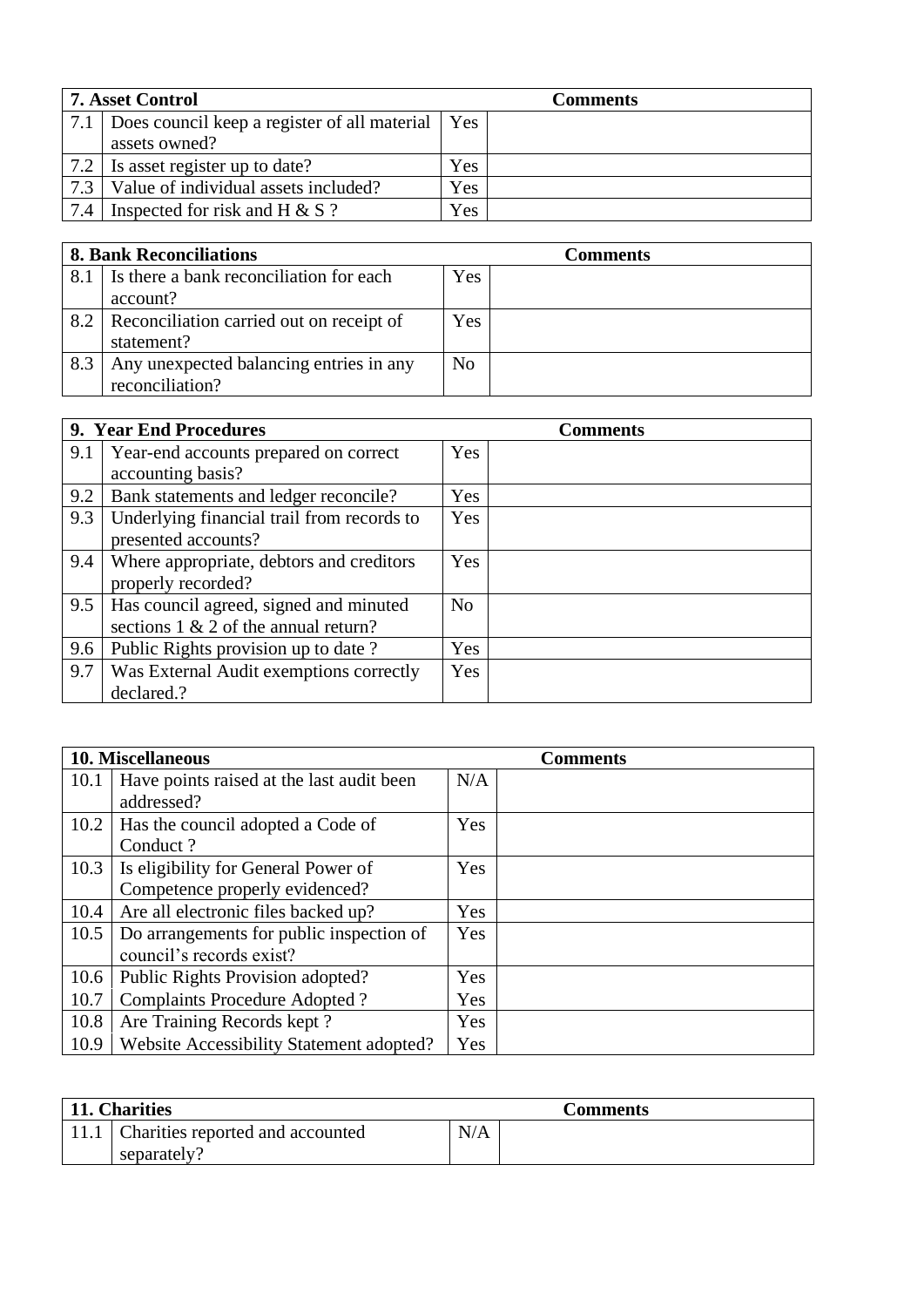| 7. Asset Control | | | Comments |
|---|---|---|---|
| 7.1 | Does council keep a register of all material assets owned? | Yes | |
| 7.2 | Is asset register up to date? | Yes | |
| 7.3 | Value of individual assets included? | Yes | |
| 7.4 | Inspected for risk and H & S ? | Yes | |

| 8. Bank Reconciliations | | | Comments |
|---|---|---|---|
| 8.1 | Is there a bank reconciliation for each account? | Yes | |
| 8.2 | Reconciliation carried out on receipt of statement? | Yes | |
| 8.3 | Any unexpected balancing entries in any reconciliation? | No | |

| 9. Year End Procedures | | | Comments |
|---|---|---|---|
| 9.1 | Year-end accounts prepared on correct accounting basis? | Yes | |
| 9.2 | Bank statements and ledger reconcile? | Yes | |
| 9.3 | Underlying financial trail from records to presented accounts? | Yes | |
| 9.4 | Where appropriate, debtors and creditors properly recorded? | Yes | |
| 9.5 | Has council agreed, signed and minuted sections 1 & 2 of the annual return? | No | |
| 9.6 | Public Rights provision up to date ? | Yes | |
| 9.7 | Was External Audit exemptions correctly declared.? | Yes | |

| 10. Miscellaneous | | | Comments |
|---|---|---|---|
| 10.1 | Have points raised at the last audit been addressed? | N/A | |
| 10.2 | Has the council adopted a Code of Conduct ? | Yes | |
| 10.3 | Is eligibility for General Power of Competence properly evidenced? | Yes | |
| 10.4 | Are all electronic files backed up? | Yes | |
| 10.5 | Do arrangements for public inspection of council's records exist? | Yes | |
| 10.6 | Public Rights Provision adopted? | Yes | |
| 10.7 | Complaints Procedure Adopted ? | Yes | |
| 10.8 | Are Training Records kept ? | Yes | |
| 10.9 | Website Accessibility Statement adopted? | Yes | |

| 11. Charities | | | Comments |
|---|---|---|---|
| 11.1 | Charities reported and accounted separately? | N/A | |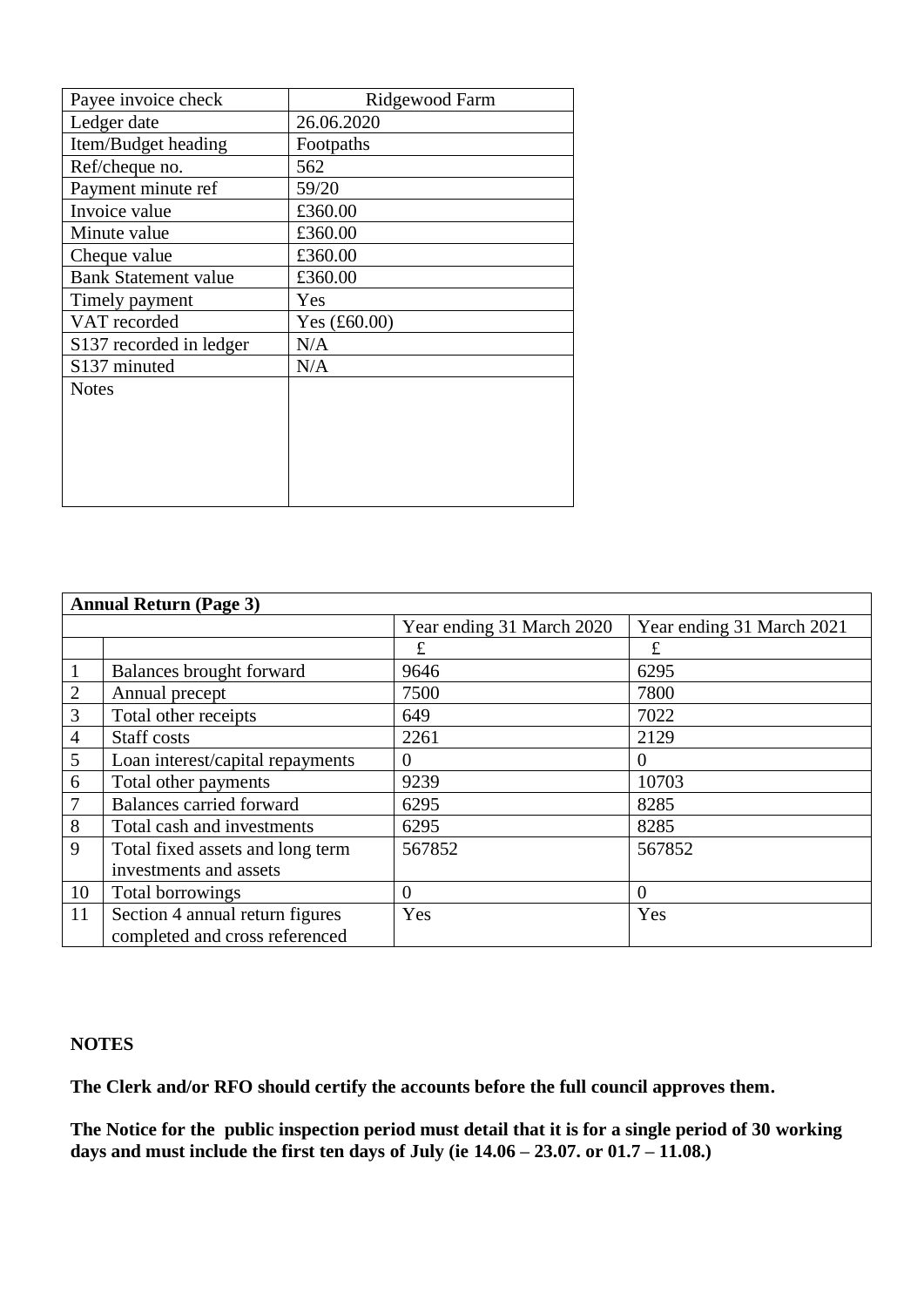| Payee invoice check | Ridgewood Farm |
|---|---|
| Ledger date | 26.06.2020 |
| Item/Budget heading | Footpaths |
| Ref/cheque no. | 562 |
| Payment minute ref | 59/20 |
| Invoice value | £360.00 |
| Minute value | £360.00 |
| Cheque value | £360.00 |
| Bank Statement value | £360.00 |
| Timely payment | Yes |
| VAT recorded | Yes (£60.00) |
| S137 recorded in ledger | N/A |
| S137 minuted | N/A |
| Notes | |

| **Annual Return (Page 3)** | | | |
|---|---|---|---|
| | | Year ending 31 March 2020 | Year ending 31 March 2021 |
| | | £ | £ |
| 1 | Balances brought forward | 9646 | 6295 |
| 2 | Annual precept | 7500 | 7800 |
| 3 | Total other receipts | 649 | 7022 |
| 4 | Staff costs | 2261 | 2129 |
| 5 | Loan interest/capital repayments | 0 | 0 |
| 6 | Total other payments | 9239 | 10703 |
| 7 | Balances carried forward | 6295 | 8285 |
| 8 | Total cash and investments | 6295 | 8285 |
| 9 | Total fixed assets and long term investments and assets | 567852 | 567852 |
| 10 | Total borrowings | 0 | 0 |
| 11 | Section 4 annual return figures completed and cross referenced | Yes | Yes |

**NOTES**

**The Clerk and/or RFO should certify the accounts before the full council approves them.**

**The Notice for the public inspection period must detail that it is for a single period of 30 working days and must include the first ten days of July (ie 14.06 – 23.07. or 01.7 – 11.08.)**